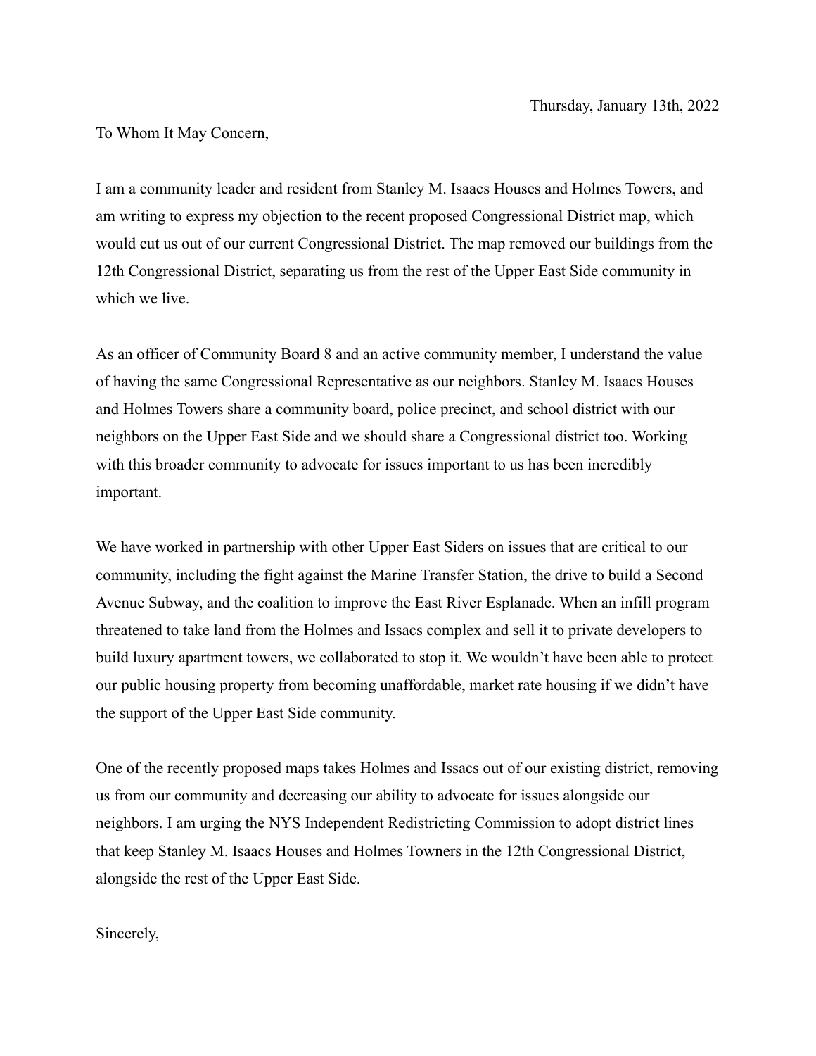Thursday, January 13th, 2022

To Whom It May Concern,

I am a community leader and resident from Stanley M. Isaacs Houses and Holmes Towers, and am writing to express my objection to the recent proposed Congressional District map, which would cut us out of our current Congressional District. The map removed our buildings from the 12th Congressional District, separating us from the rest of the Upper East Side community in which we live.

As an officer of Community Board 8 and an active community member, I understand the value of having the same Congressional Representative as our neighbors. Stanley M. Isaacs Houses and Holmes Towers share a community board, police precinct, and school district with our neighbors on the Upper East Side and we should share a Congressional district too. Working with this broader community to advocate for issues important to us has been incredibly important.

We have worked in partnership with other Upper East Siders on issues that are critical to our community, including the fight against the Marine Transfer Station, the drive to build a Second Avenue Subway, and the coalition to improve the East River Esplanade. When an infill program threatened to take land from the Holmes and Issacs complex and sell it to private developers to build luxury apartment towers, we collaborated to stop it. We wouldn't have been able to protect our public housing property from becoming unaffordable, market rate housing if we didn't have the support of the Upper East Side community.

One of the recently proposed maps takes Holmes and Issacs out of our existing district, removing us from our community and decreasing our ability to advocate for issues alongside our neighbors. I am urging the NYS Independent Redistricting Commission to adopt district lines that keep Stanley M. Isaacs Houses and Holmes Towners in the 12th Congressional District, alongside the rest of the Upper East Side.

Sincerely,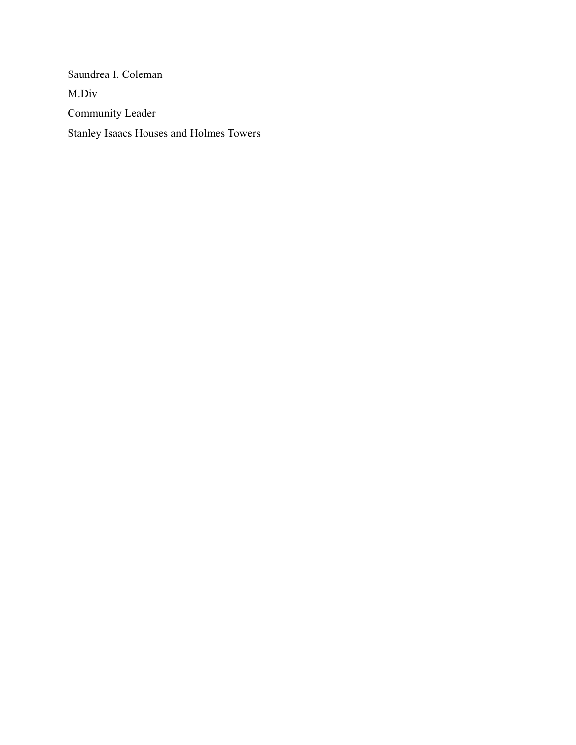Saundrea I. Coleman

M.Div

Community Leader

Stanley Isaacs Houses and Holmes Towers